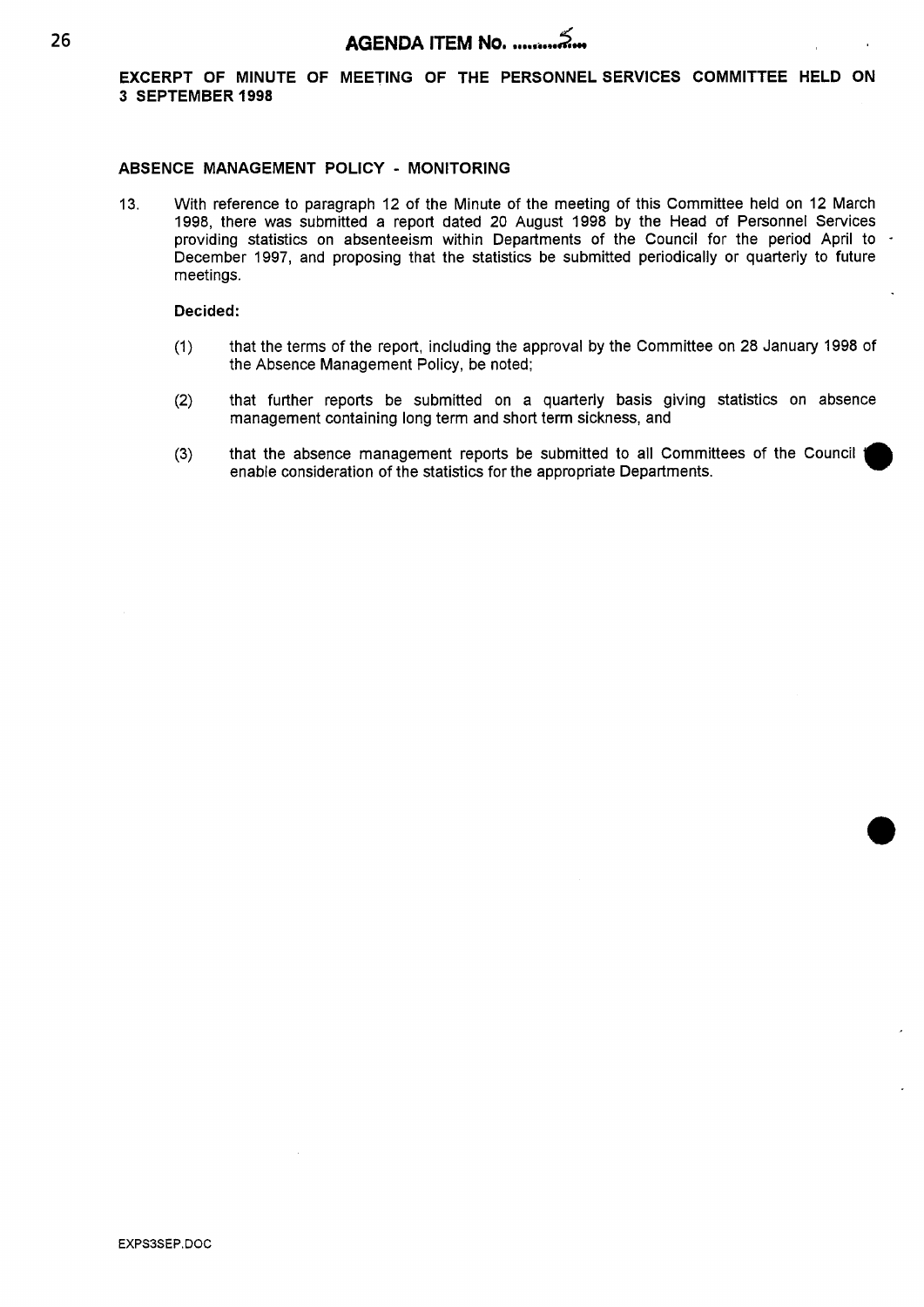# AGENDA ITEM No. ..........5....

**EXCERPT OF MINUTE OF MEETING OF THE PERSONNEL SERVICES COMMITTEE HELD ON 3 SEPTEMBER 1998**

**ABSENCE MANAGEMENT POLICY - MONITORING**

13. With reference to paragraph 12 of the Minute of the meeting of this Committee held on 12 March 1998, there was submitted a report dated 20 August 1998 by the Head of Personnel Services providing statistics on absenteeism within Departments of the Council for the period April to December 1997, and proposing that the statistics be submitted periodically or quarterly to future meetings.

**Decided:**

(1) that the terms of the report, including the approval by the Committee on 28 January 1998 of the Absence Management Policy, be noted;

(2) that further reports be submitted on a quarterly basis giving statistics on absence management containing long term and short term sickness, and

(3) that the absence management reports be submitted to all Committees of the Council to enable consideration of the statistics for the appropriate Departments.

EXPS3SEP.DOC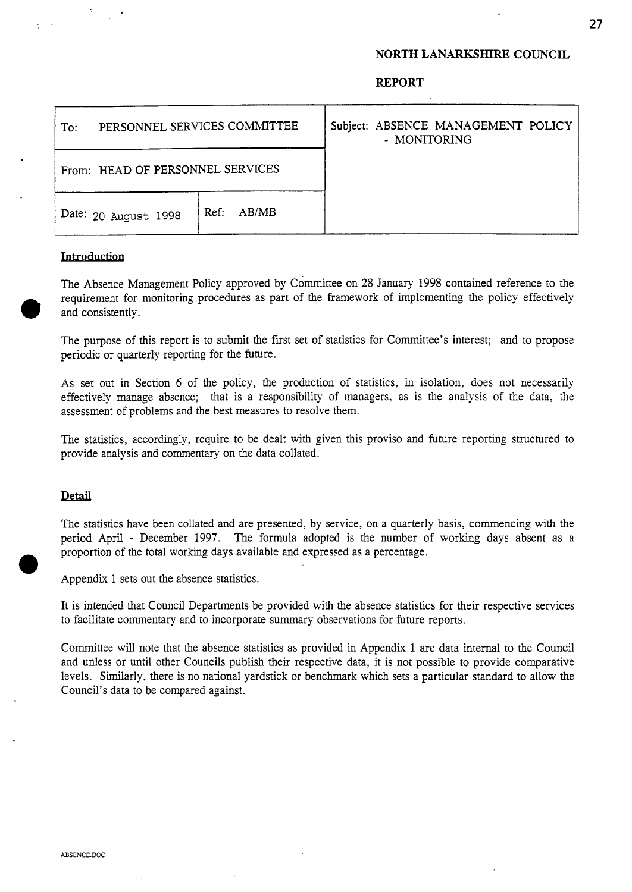**NORTH LANARKSHIRE COUNCIL**

**REPORT**

| To: PERSONNEL SERVICES COMMITTEE | | Subject: ABSENCE MANAGEMENT POLICY - MONITORING |
|---|---|---|
| From: HEAD OF PERSONNEL SERVICES | | |
| Date: 20 August 1998 | Ref: AB/MB | |

## Introduction

The Absence Management Policy approved by Committee on 28 January 1998 contained reference to the requirement for monitoring procedures as part of the framework of implementing the policy effectively and consistently.

The purpose of this report is to submit the first set of statistics for Committee's interest; and to propose periodic or quarterly reporting for the future.

As set out in Section 6 of the policy, the production of statistics, in isolation, does not necessarily effectively manage absence; that is a responsibility of managers, as is the analysis of the data, the assessment of problems and the best measures to resolve them.

The statistics, accordingly, require to be dealt with given this proviso and future reporting structured to provide analysis and commentary on the data collated.

## Detail

The statistics have been collated and are presented, by service, on a quarterly basis, commencing with the period April - December 1997. The formula adopted is the number of working days absent as a proportion of the total working days available and expressed as a percentage.

Appendix 1 sets out the absence statistics.

It is intended that Council Departments be provided with the absence statistics for their respective services to facilitate commentary and to incorporate summary observations for future reports.

Committee will note that the absence statistics as provided in Appendix 1 are data internal to the Council and unless or until other Councils publish their respective data, it is not possible to provide comparative levels. Similarly, there is no national yardstick or benchmark which sets a particular standard to allow the Council's data to be compared against.

ABSENCE.DOC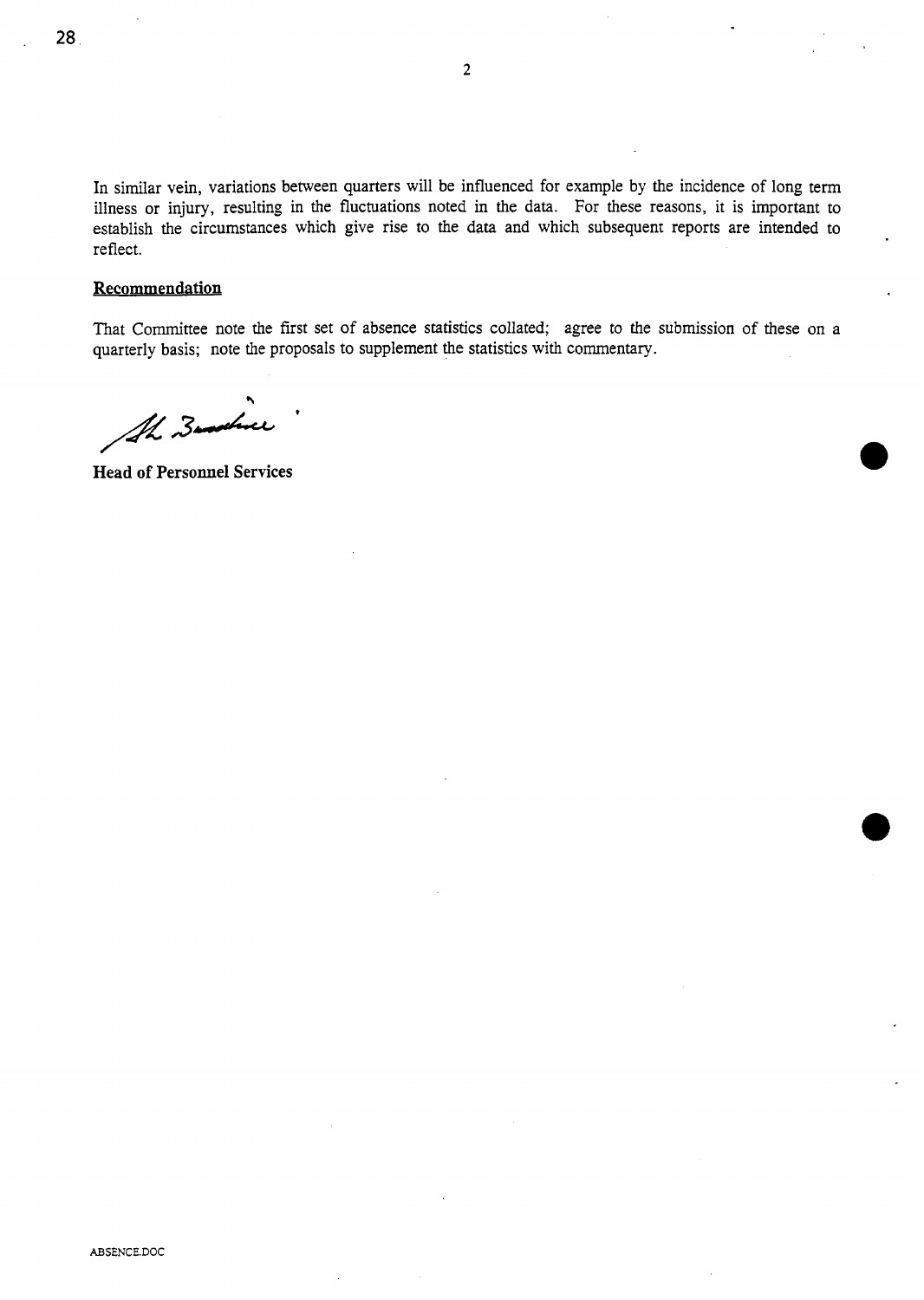In similar vein, variations between quarters will be influenced for example by the incidence of long term illness or injury, resulting in the fluctuations noted in the data. For these reasons, it is important to establish the circumstances which give rise to the data and which subsequent reports are intended to reflect.

**Recommendation**

That Committee note the first set of absence statistics collated; agree to the submission of these on a quarterly basis; note the proposals to supplement the statistics with commentary.

**Head of Personnel Services**

ABSENCE.DOC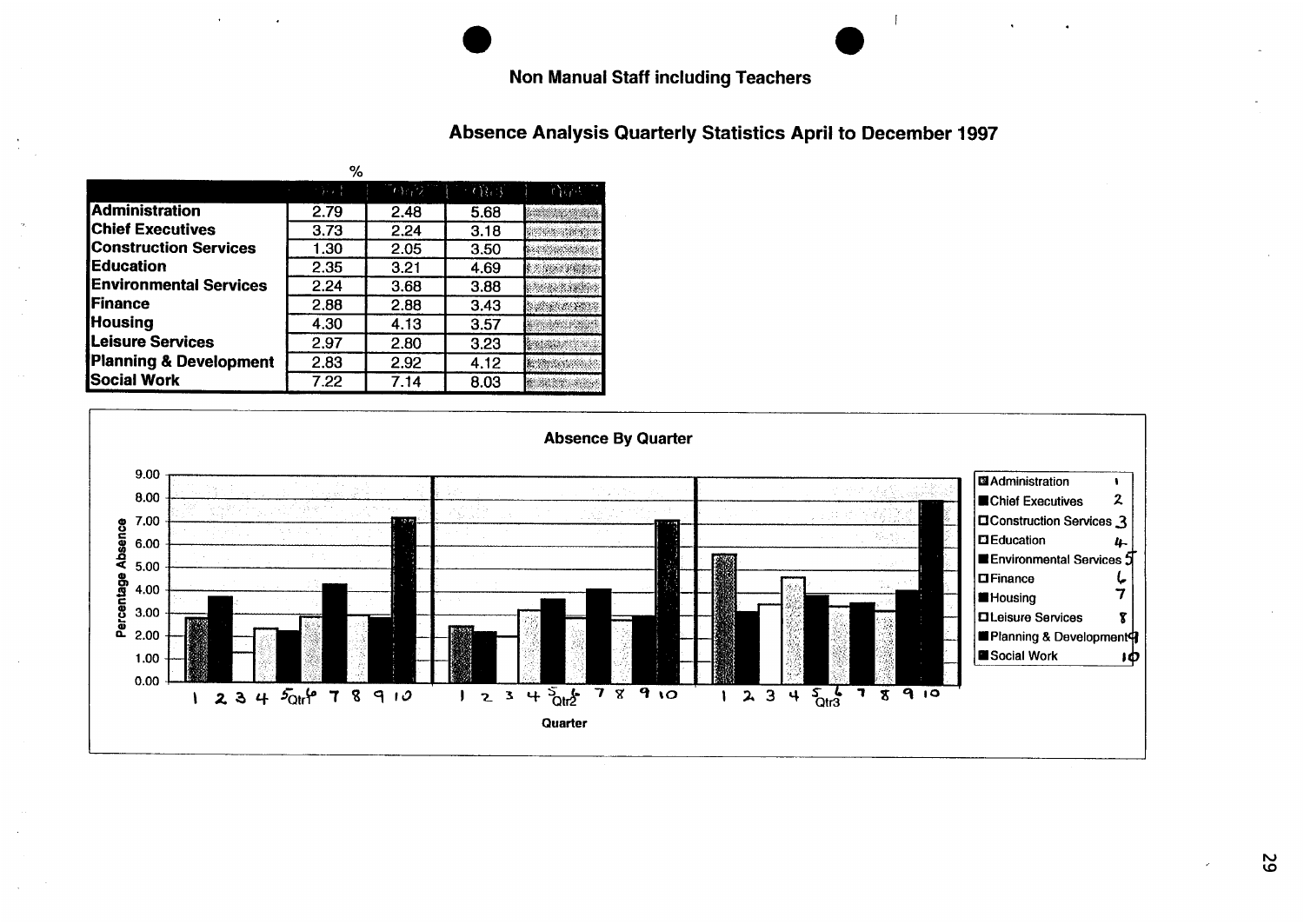## Non Manual Staff including Teachers

## Absence Analysis Quarterly Statistics April to December 1997

%

| | Qtr1 | Qtr2 | Qtr3 | Qtr4 |
|---|---|---|---|---|
| Administration | 2.79 | 2.48 | 5.68 | |
| Chief Executives | 3.73 | 2.24 | 3.18 | |
| Construction Services | 1.30 | 2.05 | 3.50 | |
| Education | 2.35 | 3.21 | 4.69 | |
| Environmental Services | 2.24 | 3.68 | 3.88 | |
| Finance | 2.88 | 2.88 | 3.43 | |
| Housing | 4.30 | 4.13 | 3.57 | |
| Leisure Services | 2.97 | 2.80 | 3.23 | |
| Planning & Development | 2.83 | 2.92 | 4.12 | |
| Social Work | 7.22 | 7.14 | 8.03 | |

**Absence By Quarter**

Percentage Absence (0.00–9.00) by Quarter (Qtr1, Qtr2, Qtr3)

Legend:
- Administration 1
- Chief Executives 2
- Construction Services 3
- Education 4
- Environmental Services 5
- Finance 6
- Housing 7
- Leisure Services 8
- Planning & Development 9
- Social Work 10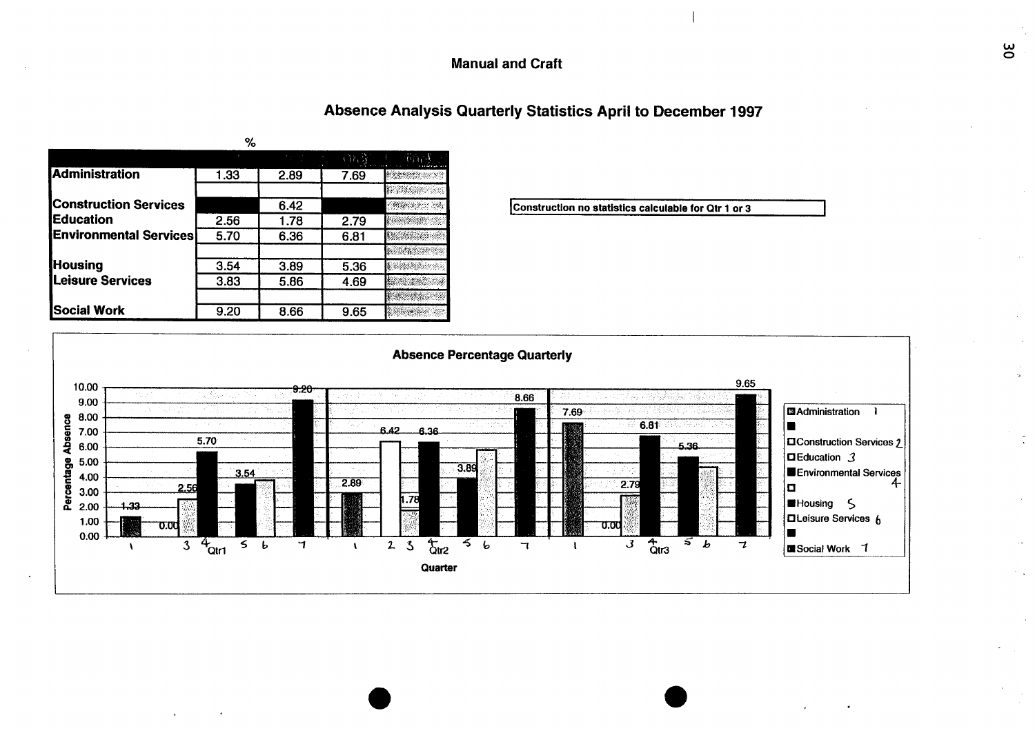## Manual and Craft

### Absence Analysis Quarterly Statistics April to December 1997

%

| | | | Qtr3 | Qtr4 |
|---|---|---|---|---|
| **Administration** | 1.33 | 2.89 | 7.69 | |
| | | | | |
| **Construction Services** | | 6.42 | | |
| **Education** | 2.56 | 1.78 | 2.79 | |
| **Environmental Services** | 5.70 | 6.36 | 6.81 | |
| | | | | |
| **Housing** | 3.54 | 3.89 | 5.36 | |
| **Leisure Services** | 3.83 | 5.86 | 4.69 | |
| | | | | |
| **Social Work** | 9.20 | 8.66 | 9.65 | |

Construction no statistics calculable for Qtr 1 or 3

**Absence Percentage Quarterly**

Percentage Absence

10.00
9.00
8.00
7.00
6.00
5.00
4.00
3.00
2.00
1.00
0.00

1.33
0.00
2.56
5.70
3.54
9.20
2.89
6.42
1.78
6.36
3.89
8.66
7.69
0.00
2.79
6.81
5.36
9.65

1 3 4 Qtr1 5 6 7
1 2 3 4 Qtr2 5 6 7
1 3 4 Qtr3 5 6 7

Quarter

Administration 1
Construction Services 2
Education 3
Environmental Services 4
Housing 5
Leisure Services 6
Social Work 7